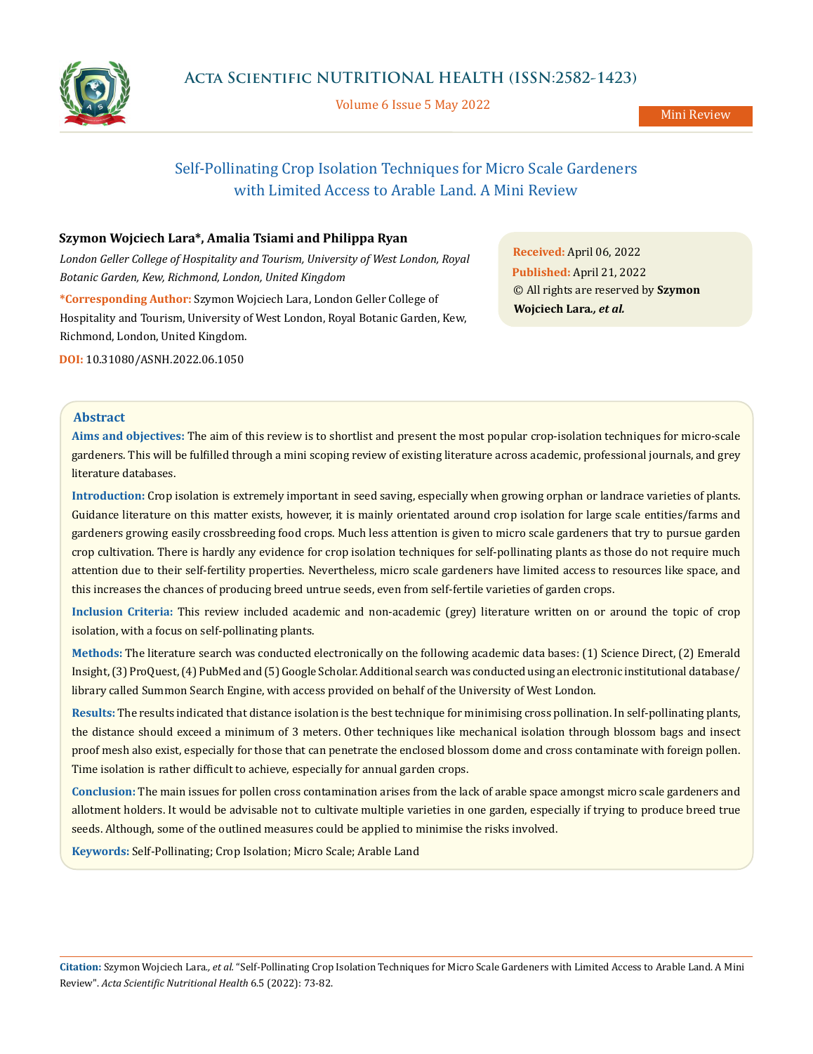Mini Review

# Self-Pollinating Crop Isolation Techniques for Micro Scale Gardeners with Limited Access to Arable Land. A Mini Review

**Szymon Wojciech Lara\*, Amalia Tsiami and Philippa Ryan**

*London Geller College of Hospitality and Tourism, University of West London, Royal Botanic Garden, Kew, Richmond, London, United Kingdom*

**\*Corresponding Author:** Szymon Wojciech Lara, London Geller College of Hospitality and Tourism, University of West London, Royal Botanic Garden, Kew, Richmond, London, United Kingdom.

**DOI:** 10.31080/ASNH.2022.06.1050

**Received:** April 06, 2022
**Published:** April 21, 2022
© All rights are reserved by **Szymon Wojciech Lara*., et al.***

## Abstract

**Aims and objectives:** The aim of this review is to shortlist and present the most popular crop-isolation techniques for micro-scale gardeners. This will be fulfilled through a mini scoping review of existing literature across academic, professional journals, and grey literature databases.

**Introduction:** Crop isolation is extremely important in seed saving, especially when growing orphan or landrace varieties of plants. Guidance literature on this matter exists, however, it is mainly orientated around crop isolation for large scale entities/farms and gardeners growing easily crossbreeding food crops. Much less attention is given to micro scale gardeners that try to pursue garden crop cultivation. There is hardly any evidence for crop isolation techniques for self-pollinating plants as those do not require much attention due to their self-fertility properties. Nevertheless, micro scale gardeners have limited access to resources like space, and this increases the chances of producing breed untrue seeds, even from self-fertile varieties of garden crops.

**Inclusion Criteria:** This review included academic and non-academic (grey) literature written on or around the topic of crop isolation, with a focus on self-pollinating plants.

**Methods:** The literature search was conducted electronically on the following academic data bases: (1) Science Direct, (2) Emerald Insight, (3) ProQuest, (4) PubMed and (5) Google Scholar. Additional search was conducted using an electronic institutional database/library called Summon Search Engine, with access provided on behalf of the University of West London.

**Results:** The results indicated that distance isolation is the best technique for minimising cross pollination. In self-pollinating plants, the distance should exceed a minimum of 3 meters. Other techniques like mechanical isolation through blossom bags and insect proof mesh also exist, especially for those that can penetrate the enclosed blossom dome and cross contaminate with foreign pollen. Time isolation is rather difficult to achieve, especially for annual garden crops.

**Conclusion:** The main issues for pollen cross contamination arises from the lack of arable space amongst micro scale gardeners and allotment holders. It would be advisable not to cultivate multiple varieties in one garden, especially if trying to produce breed true seeds. Although, some of the outlined measures could be applied to minimise the risks involved.

**Keywords:** Self-Pollinating; Crop Isolation; Micro Scale; Arable Land

**Citation:** Szymon Wojciech Lara*., et al.* "Self-Pollinating Crop Isolation Techniques for Micro Scale Gardeners with Limited Access to Arable Land. A Mini Review". *Acta Scientific Nutritional Health* 6.5 (2022): 73-82.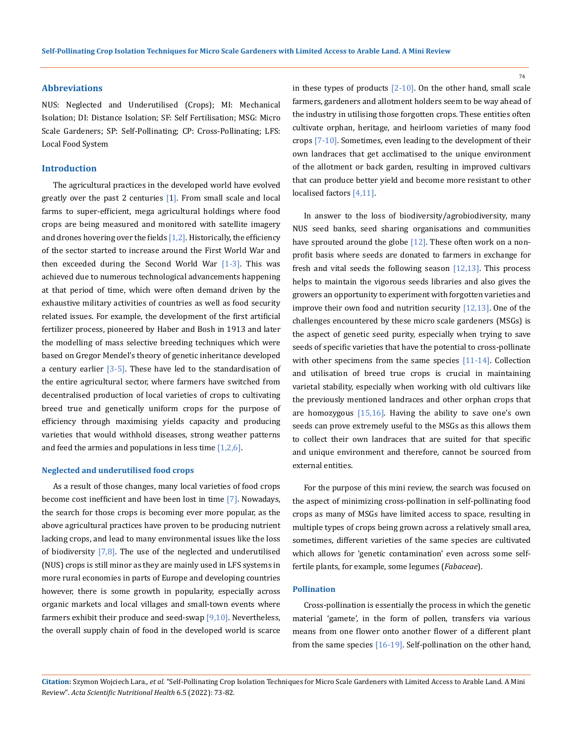## Abbreviations

NUS: Neglected and Underutilised (Crops); MI: Mechanical Isolation; DI: Distance Isolation; SF: Self Fertilisation; MSG: Micro Scale Gardeners; SP: Self-Pollinating; CP: Cross-Pollinating; LFS: Local Food System

## Introduction

The agricultural practices in the developed world have evolved greatly over the past 2 centuries [1]. From small scale and local farms to super-efficient, mega agricultural holdings where food crops are being measured and monitored with satellite imagery and drones hovering over the fields [1,2]. Historically, the efficiency of the sector started to increase around the First World War and then exceeded during the Second World War [1-3]. This was achieved due to numerous technological advancements happening at that period of time, which were often demand driven by the exhaustive military activities of countries as well as food security related issues. For example, the development of the first artificial fertilizer process, pioneered by Haber and Bosh in 1913 and later the modelling of mass selective breeding techniques which were based on Gregor Mendel's theory of genetic inheritance developed a century earlier [3-5]. These have led to the standardisation of the entire agricultural sector, where farmers have switched from decentralised production of local varieties of crops to cultivating breed true and genetically uniform crops for the purpose of efficiency through maximising yields capacity and producing varieties that would withhold diseases, strong weather patterns and feed the armies and populations in less time [1,2,6].

### Neglected and underutilised food crops

As a result of those changes, many local varieties of food crops become cost inefficient and have been lost in time [7]. Nowadays, the search for those crops is becoming ever more popular, as the above agricultural practices have proven to be producing nutrient lacking crops, and lead to many environmental issues like the loss of biodiversity [7,8]. The use of the neglected and underutilised (NUS) crops is still minor as they are mainly used in LFS systems in more rural economies in parts of Europe and developing countries however, there is some growth in popularity, especially across organic markets and local villages and small-town events where farmers exhibit their produce and seed-swap [9,10]. Nevertheless, the overall supply chain of food in the developed world is scarce in these types of products [2-10]. On the other hand, small scale farmers, gardeners and allotment holders seem to be way ahead of the industry in utilising those forgotten crops. These entities often cultivate orphan, heritage, and heirloom varieties of many food crops [7-10]. Sometimes, even leading to the development of their own landraces that get acclimatised to the unique environment of the allotment or back garden, resulting in improved cultivars that can produce better yield and become more resistant to other localised factors [4,11].

In answer to the loss of biodiversity/agrobiodiversity, many NUS seed banks, seed sharing organisations and communities have sprouted around the globe [12]. These often work on a non-profit basis where seeds are donated to farmers in exchange for fresh and vital seeds the following season [12,13]. This process helps to maintain the vigorous seeds libraries and also gives the growers an opportunity to experiment with forgotten varieties and improve their own food and nutrition security [12,13]. One of the challenges encountered by these micro scale gardeners (MSGs) is the aspect of genetic seed purity, especially when trying to save seeds of specific varieties that have the potential to cross-pollinate with other specimens from the same species [11-14]. Collection and utilisation of breed true crops is crucial in maintaining varietal stability, especially when working with old cultivars like the previously mentioned landraces and other orphan crops that are homozygous [15,16]. Having the ability to save one's own seeds can prove extremely useful to the MSGs as this allows them to collect their own landraces that are suited for that specific and unique environment and therefore, cannot be sourced from external entities.

For the purpose of this mini review, the search was focused on the aspect of minimizing cross-pollination in self-pollinating food crops as many of MSGs have limited access to space, resulting in multiple types of crops being grown across a relatively small area, sometimes, different varieties of the same species are cultivated which allows for 'genetic contamination' even across some self-fertile plants, for example, some legumes (*Fabaceae*).

### Pollination

Cross-pollination is essentially the process in which the genetic material 'gamete', in the form of pollen, transfers via various means from one flower onto another flower of a different plant from the same species [16-19]. Self-pollination on the other hand,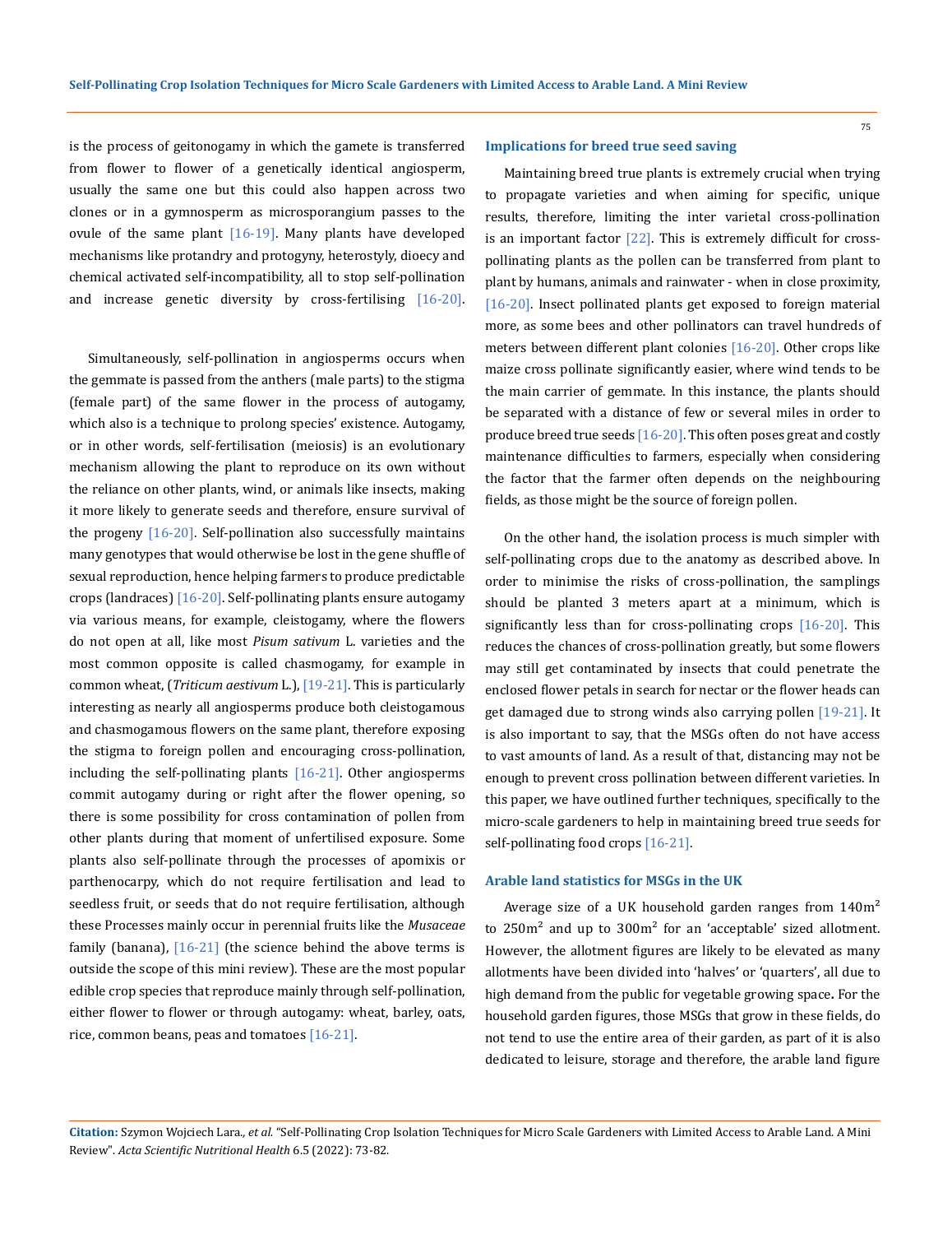is the process of geitonogamy in which the gamete is transferred from flower to flower of a genetically identical angiosperm, usually the same one but this could also happen across two clones or in a gymnosperm as microsporangium passes to the ovule of the same plant [16-19]. Many plants have developed mechanisms like protandry and protogyny, heterostyly, dioecy and chemical activated self-incompatibility, all to stop self-pollination and increase genetic diversity by cross-fertilising [16-20].

Simultaneously, self-pollination in angiosperms occurs when the gemmate is passed from the anthers (male parts) to the stigma (female part) of the same flower in the process of autogamy, which also is a technique to prolong species' existence. Autogamy, or in other words, self-fertilisation (meiosis) is an evolutionary mechanism allowing the plant to reproduce on its own without the reliance on other plants, wind, or animals like insects, making it more likely to generate seeds and therefore, ensure survival of the progeny [16-20]. Self-pollination also successfully maintains many genotypes that would otherwise be lost in the gene shuffle of sexual reproduction, hence helping farmers to produce predictable crops (landraces) [16-20]. Self-pollinating plants ensure autogamy via various means, for example, cleistogamy, where the flowers do not open at all, like most *Pisum sativum* L. varieties and the most common opposite is called chasmogamy, for example in common wheat, (*Triticum aestivum* L.), [19-21]. This is particularly interesting as nearly all angiosperms produce both cleistogamous and chasmogamous flowers on the same plant, therefore exposing the stigma to foreign pollen and encouraging cross-pollination, including the self-pollinating plants [16-21]. Other angiosperms commit autogamy during or right after the flower opening, so there is some possibility for cross contamination of pollen from other plants during that moment of unfertilised exposure. Some plants also self-pollinate through the processes of apomixis or parthenocarpy, which do not require fertilisation and lead to seedless fruit, or seeds that do not require fertilisation, although these Processes mainly occur in perennial fruits like the *Musaceae* family (banana), [16-21] (the science behind the above terms is outside the scope of this mini review). These are the most popular edible crop species that reproduce mainly through self-pollination, either flower to flower or through autogamy: wheat, barley, oats, rice, common beans, peas and tomatoes [16-21].

### Implications for breed true seed saving

Maintaining breed true plants is extremely crucial when trying to propagate varieties and when aiming for specific, unique results, therefore, limiting the inter varietal cross-pollination is an important factor [22]. This is extremely difficult for cross-pollinating plants as the pollen can be transferred from plant to plant by humans, animals and rainwater - when in close proximity, [16-20]. Insect pollinated plants get exposed to foreign material more, as some bees and other pollinators can travel hundreds of meters between different plant colonies [16-20]. Other crops like maize cross pollinate significantly easier, where wind tends to be the main carrier of gemmate. In this instance, the plants should be separated with a distance of few or several miles in order to produce breed true seeds [16-20]. This often poses great and costly maintenance difficulties to farmers, especially when considering the factor that the farmer often depends on the neighbouring fields, as those might be the source of foreign pollen.

On the other hand, the isolation process is much simpler with self-pollinating crops due to the anatomy as described above. In order to minimise the risks of cross-pollination, the samplings should be planted 3 meters apart at a minimum, which is significantly less than for cross-pollinating crops [16-20]. This reduces the chances of cross-pollination greatly, but some flowers may still get contaminated by insects that could penetrate the enclosed flower petals in search for nectar or the flower heads can get damaged due to strong winds also carrying pollen [19-21]. It is also important to say, that the MSGs often do not have access to vast amounts of land. As a result of that, distancing may not be enough to prevent cross pollination between different varieties. In this paper, we have outlined further techniques, specifically to the micro-scale gardeners to help in maintaining breed true seeds for self-pollinating food crops [16-21].

### Arable land statistics for MSGs in the UK

Average size of a UK household garden ranges from $140m^2$ to $250m^2$ and up to $300m^2$ for an 'acceptable' sized allotment. However, the allotment figures are likely to be elevated as many allotments have been divided into 'halves' or 'quarters', all due to high demand from the public for vegetable growing space**.** For the household garden figures, those MSGs that grow in these fields, do not tend to use the entire area of their garden, as part of it is also dedicated to leisure, storage and therefore, the arable land figure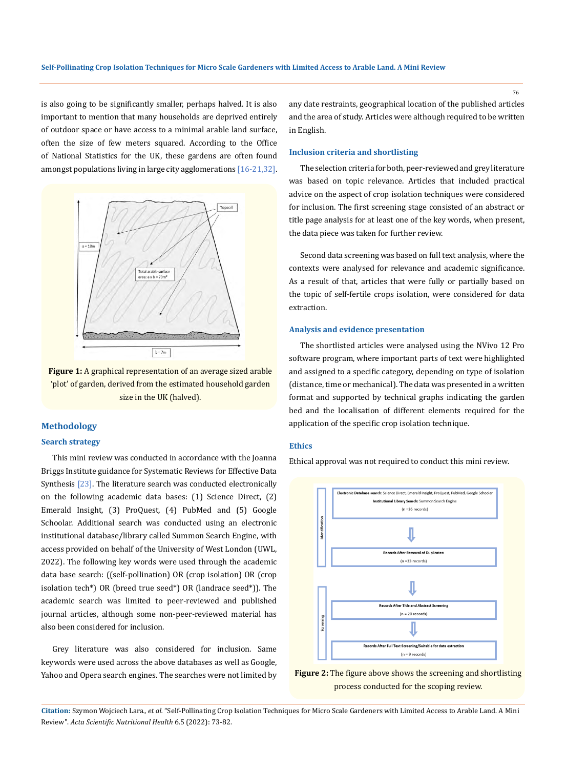is also going to be significantly smaller, perhaps halved. It is also important to mention that many households are deprived entirely of outdoor space or have access to a minimal arable land surface, often the size of few meters squared. According to the Office of National Statistics for the UK, these gardens are often found amongst populations living in large city agglomerations [16-21,32].

**Figure 1:** A graphical representation of an average sized arable 'plot' of garden, derived from the estimated household garden size in the UK (halved).

## Methodology

### Search strategy

This mini review was conducted in accordance with the Joanna Briggs Institute guidance for Systematic Reviews for Effective Data Synthesis [23]. The literature search was conducted electronically on the following academic data bases: (1) Science Direct, (2) Emerald Insight, (3) ProQuest, (4) PubMed and (5) Google Schoolar. Additional search was conducted using an electronic institutional database/library called Summon Search Engine, with access provided on behalf of the University of West London (UWL, 2022). The following key words were used through the academic data base search: ((self-pollination) OR (crop isolation) OR (crop isolation tech*) OR (breed true seed*) OR (landrace seed*)). The academic search was limited to peer-reviewed and published journal articles, although some non-peer-reviewed material has also been considered for inclusion.

Grey literature was also considered for inclusion. Same keywords were used across the above databases as well as Google, Yahoo and Opera search engines. The searches were not limited by any date restraints, geographical location of the published articles and the area of study. Articles were although required to be written in English.

### Inclusion criteria and shortlisting

The selection criteria for both, peer-reviewed and grey literature was based on topic relevance. Articles that included practical advice on the aspect of crop isolation techniques were considered for inclusion. The first screening stage consisted of an abstract or title page analysis for at least one of the key words, when present, the data piece was taken for further review.

Second data screening was based on full text analysis, where the contexts were analysed for relevance and academic significance. As a result of that, articles that were fully or partially based on the topic of self-fertile crops isolation, were considered for data extraction.

### Analysis and evidence presentation

The shortlisted articles were analysed using the NVivo 12 Pro software program, where important parts of text were highlighted and assigned to a specific category, depending on type of isolation (distance, time or mechanical). The data was presented in a written format and supported by technical graphs indicating the garden bed and the localisation of different elements required for the application of the specific crop isolation technique.

### Ethics

Ethical approval was not required to conduct this mini review.

**Figure 2:** The figure above shows the screening and shortlisting process conducted for the scoping review.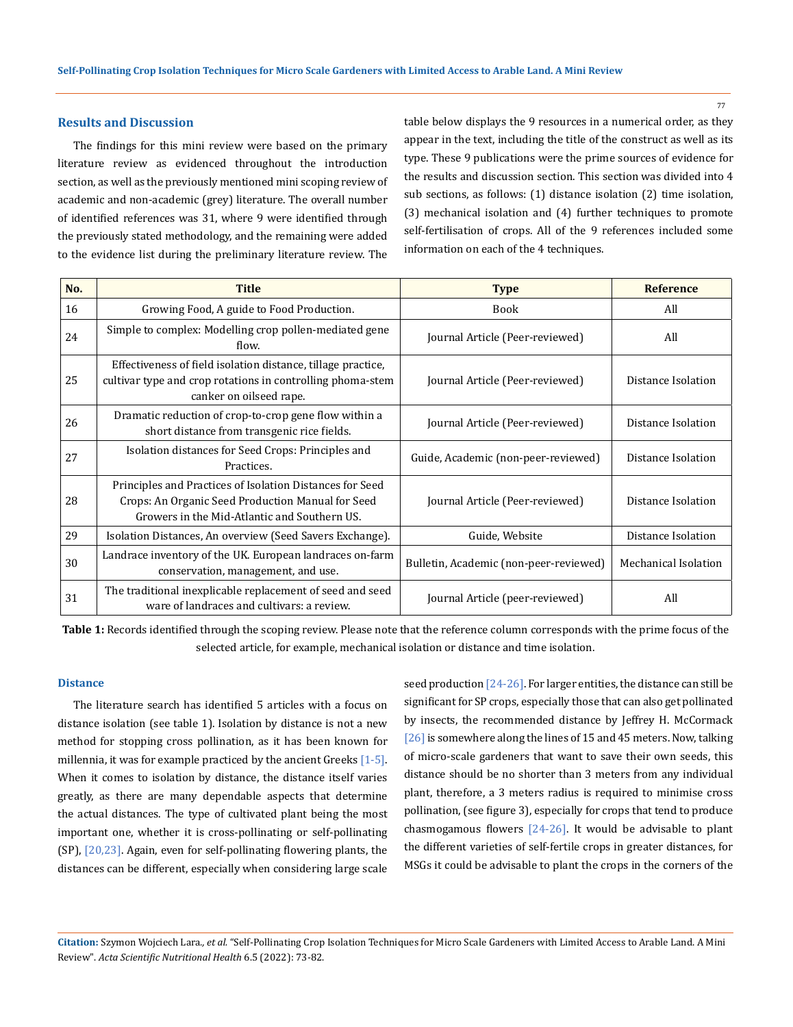## Results and Discussion

The findings for this mini review were based on the primary literature review as evidenced throughout the introduction section, as well as the previously mentioned mini scoping review of academic and non-academic (grey) literature. The overall number of identified references was 31, where 9 were identified through the previously stated methodology, and the remaining were added to the evidence list during the preliminary literature review. The table below displays the 9 resources in a numerical order, as they appear in the text, including the title of the construct as well as its type. These 9 publications were the prime sources of evidence for the results and discussion section. This section was divided into 4 sub sections, as follows: (1) distance isolation (2) time isolation, (3) mechanical isolation and (4) further techniques to promote self-fertilisation of crops. All of the 9 references included some information on each of the 4 techniques.

| No. | Title | Type | Reference |
|---|---|---|---|
| 16 | Growing Food, A guide to Food Production. | Book | All |
| 24 | Simple to complex: Modelling crop pollen-mediated gene flow. | Journal Article (Peer-reviewed) | All |
| 25 | Effectiveness of field isolation distance, tillage practice, cultivar type and crop rotations in controlling phoma-stem canker on oilseed rape. | Journal Article (Peer-reviewed) | Distance Isolation |
| 26 | Dramatic reduction of crop-to-crop gene flow within a short distance from transgenic rice fields. | Journal Article (Peer-reviewed) | Distance Isolation |
| 27 | Isolation distances for Seed Crops: Principles and Practices. | Guide, Academic (non-peer-reviewed) | Distance Isolation |
| 28 | Principles and Practices of Isolation Distances for Seed Crops: An Organic Seed Production Manual for Seed Growers in the Mid-Atlantic and Southern US. | Journal Article (Peer-reviewed) | Distance Isolation |
| 29 | Isolation Distances, An overview (Seed Savers Exchange). | Guide, Website | Distance Isolation |
| 30 | Landrace inventory of the UK. European landraces on-farm conservation, management, and use. | Bulletin, Academic (non-peer-reviewed) | Mechanical Isolation |
| 31 | The traditional inexplicable replacement of seed and seed ware of landraces and cultivars: a review. | Journal Article (peer-reviewed) | All |

**Table 1:** Records identified through the scoping review. Please note that the reference column corresponds with the prime focus of the selected article, for example, mechanical isolation or distance and time isolation.

### Distance

The literature search has identified 5 articles with a focus on distance isolation (see table 1). Isolation by distance is not a new method for stopping cross pollination, as it has been known for millennia, it was for example practiced by the ancient Greeks [1-5]. When it comes to isolation by distance, the distance itself varies greatly, as there are many dependable aspects that determine the actual distances. The type of cultivated plant being the most important one, whether it is cross-pollinating or self-pollinating (SP), [20,23]. Again, even for self-pollinating flowering plants, the distances can be different, especially when considering large scale seed production [24-26]. For larger entities, the distance can still be significant for SP crops, especially those that can also get pollinated by insects, the recommended distance by Jeffrey H. McCormack [26] is somewhere along the lines of 15 and 45 meters. Now, talking of micro-scale gardeners that want to save their own seeds, this distance should be no shorter than 3 meters from any individual plant, therefore, a 3 meters radius is required to minimise cross pollination, (see figure 3), especially for crops that tend to produce chasmogamous flowers [24-26]. It would be advisable to plant the different varieties of self-fertile crops in greater distances, for MSGs it could be advisable to plant the crops in the corners of the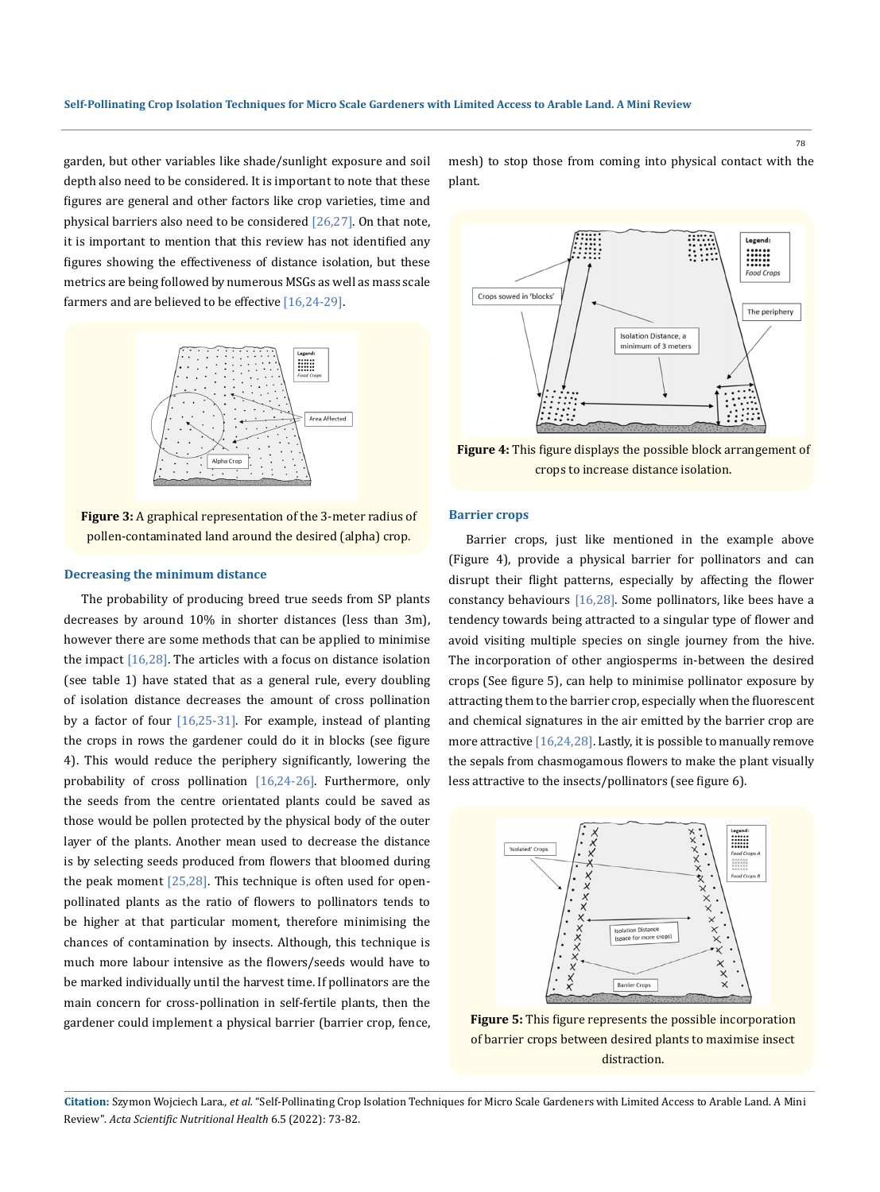garden, but other variables like shade/sunlight exposure and soil depth also need to be considered. It is important to note that these figures are general and other factors like crop varieties, time and physical barriers also need to be considered [26,27]. On that note, it is important to mention that this review has not identified any figures showing the effectiveness of distance isolation, but these metrics are being followed by numerous MSGs as well as mass scale farmers and are believed to be effective [16,24-29].

**Figure 3:** A graphical representation of the 3-meter radius of pollen-contaminated land around the desired (alpha) crop.

### Decreasing the minimum distance

The probability of producing breed true seeds from SP plants decreases by around 10% in shorter distances (less than 3m), however there are some methods that can be applied to minimise the impact [16,28]. The articles with a focus on distance isolation (see table 1) have stated that as a general rule, every doubling of isolation distance decreases the amount of cross pollination by a factor of four [16,25-31]. For example, instead of planting the crops in rows the gardener could do it in blocks (see figure 4). This would reduce the periphery significantly, lowering the probability of cross pollination [16,24-26]. Furthermore, only the seeds from the centre orientated plants could be saved as those would be pollen protected by the physical body of the outer layer of the plants. Another mean used to decrease the distance is by selecting seeds produced from flowers that bloomed during the peak moment [25,28]. This technique is often used for open-pollinated plants as the ratio of flowers to pollinators tends to be higher at that particular moment, therefore minimising the chances of contamination by insects. Although, this technique is much more labour intensive as the flowers/seeds would have to be marked individually until the harvest time. If pollinators are the main concern for cross-pollination in self-fertile plants, then the gardener could implement a physical barrier (barrier crop, fence, mesh) to stop those from coming into physical contact with the plant.

**Figure 4:** This figure displays the possible block arrangement of crops to increase distance isolation.

### Barrier crops

Barrier crops, just like mentioned in the example above (Figure 4), provide a physical barrier for pollinators and can disrupt their flight patterns, especially by affecting the flower constancy behaviours [16,28]. Some pollinators, like bees have a tendency towards being attracted to a singular type of flower and avoid visiting multiple species on single journey from the hive. The incorporation of other angiosperms in-between the desired crops (See figure 5), can help to minimise pollinator exposure by attracting them to the barrier crop, especially when the fluorescent and chemical signatures in the air emitted by the barrier crop are more attractive [16,24,28]. Lastly, it is possible to manually remove the sepals from chasmogamous flowers to make the plant visually less attractive to the insects/pollinators (see figure 6).

**Figure 5:** This figure represents the possible incorporation of barrier crops between desired plants to maximise insect distraction.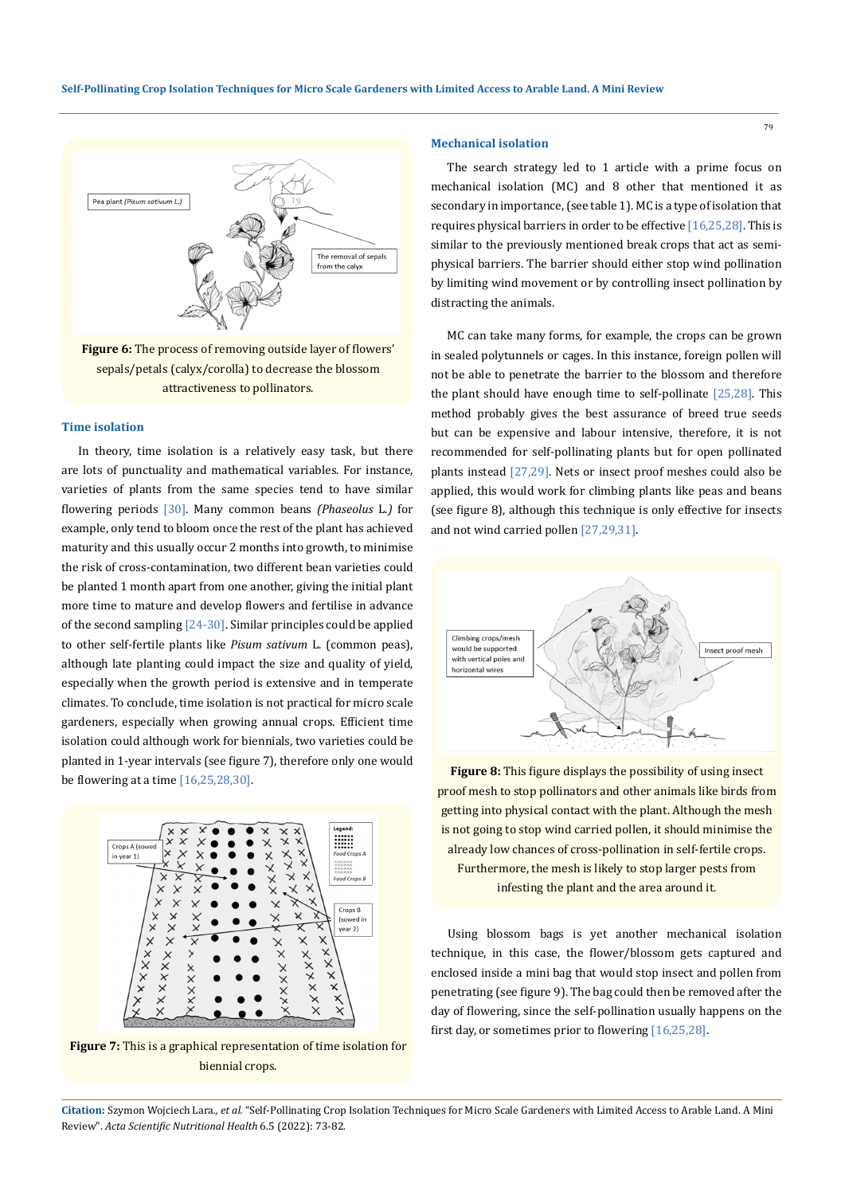Figure 6: The process of removing outside layer of flowers' sepals/petals (calyx/corolla) to decrease the blossom attractiveness to pollinators.

### Time isolation

In theory, time isolation is a relatively easy task, but there are lots of punctuality and mathematical variables. For instance, varieties of plants from the same species tend to have similar flowering periods [30]. Many common beans *(Phaseolus* L.*)* for example, only tend to bloom once the rest of the plant has achieved maturity and this usually occur 2 months into growth, to minimise the risk of cross-contamination, two different bean varieties could be planted 1 month apart from one another, giving the initial plant more time to mature and develop flowers and fertilise in advance of the second sampling [24-30]. Similar principles could be applied to other self-fertile plants like *Pisum sativum* L. (common peas), although late planting could impact the size and quality of yield, especially when the growth period is extensive and in temperate climates. To conclude, time isolation is not practical for micro scale gardeners, especially when growing annual crops. Efficient time isolation could although work for biennials, two varieties could be planted in 1-year intervals (see figure 7), therefore only one would be flowering at a time [16,25,28,30].

Figure 7: This is a graphical representation of time isolation for biennial crops.

### Mechanical isolation

The search strategy led to 1 article with a prime focus on mechanical isolation (MC) and 8 other that mentioned it as secondary in importance, (see table 1). MC is a type of isolation that requires physical barriers in order to be effective [16,25,28]. This is similar to the previously mentioned break crops that act as semi-physical barriers. The barrier should either stop wind pollination by limiting wind movement or by controlling insect pollination by distracting the animals.

MC can take many forms, for example, the crops can be grown in sealed polytunnels or cages. In this instance, foreign pollen will not be able to penetrate the barrier to the blossom and therefore the plant should have enough time to self-pollinate [25,28]. This method probably gives the best assurance of breed true seeds but can be expensive and labour intensive, therefore, it is not recommended for self-pollinating plants but for open pollinated plants instead [27,29]. Nets or insect proof meshes could also be applied, this would work for climbing plants like peas and beans (see figure 8), although this technique is only effective for insects and not wind carried pollen [27,29,31].

Figure 8: This figure displays the possibility of using insect proof mesh to stop pollinators and other animals like birds from getting into physical contact with the plant. Although the mesh is not going to stop wind carried pollen, it should minimise the already low chances of cross-pollination in self-fertile crops. Furthermore, the mesh is likely to stop larger pests from infesting the plant and the area around it.

Using blossom bags is yet another mechanical isolation technique, in this case, the flower/blossom gets captured and enclosed inside a mini bag that would stop insect and pollen from penetrating (see figure 9). The bag could then be removed after the day of flowering, since the self-pollination usually happens on the first day, or sometimes prior to flowering [16,25,28].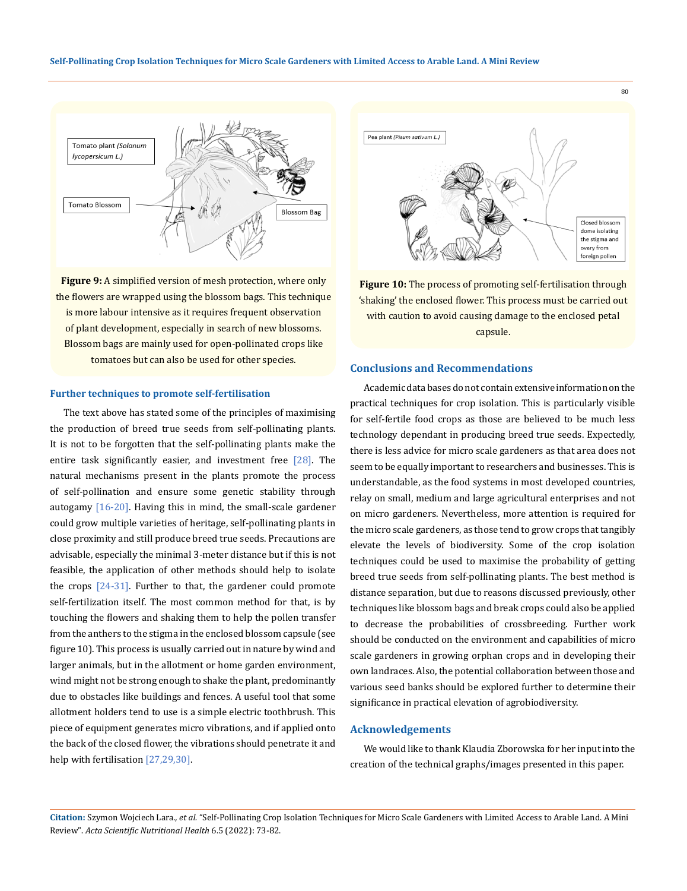**Figure 9:** A simplified version of mesh protection, where only the flowers are wrapped using the blossom bags. This technique is more labour intensive as it requires frequent observation of plant development, especially in search of new blossoms. Blossom bags are mainly used for open-pollinated crops like tomatoes but can also be used for other species.

**Figure 10:** The process of promoting self-fertilisation through 'shaking' the enclosed flower. This process must be carried out with caution to avoid causing damage to the enclosed petal capsule.

### Further techniques to promote self-fertilisation

The text above has stated some of the principles of maximising the production of breed true seeds from self-pollinating plants. It is not to be forgotten that the self-pollinating plants make the entire task significantly easier, and investment free [28]. The natural mechanisms present in the plants promote the process of self-pollination and ensure some genetic stability through autogamy [16-20]. Having this in mind, the small-scale gardener could grow multiple varieties of heritage, self-pollinating plants in close proximity and still produce breed true seeds. Precautions are advisable, especially the minimal 3-meter distance but if this is not feasible, the application of other methods should help to isolate the crops [24-31]. Further to that, the gardener could promote self-fertilization itself. The most common method for that, is by touching the flowers and shaking them to help the pollen transfer from the anthers to the stigma in the enclosed blossom capsule (see figure 10). This process is usually carried out in nature by wind and larger animals, but in the allotment or home garden environment, wind might not be strong enough to shake the plant, predominantly due to obstacles like buildings and fences. A useful tool that some allotment holders tend to use is a simple electric toothbrush. This piece of equipment generates micro vibrations, and if applied onto the back of the closed flower, the vibrations should penetrate it and help with fertilisation [27,29,30].

## Conclusions and Recommendations

Academic data bases do not contain extensive information on the practical techniques for crop isolation. This is particularly visible for self-fertile food crops as those are believed to be much less technology dependant in producing breed true seeds. Expectedly, there is less advice for micro scale gardeners as that area does not seem to be equally important to researchers and businesses. This is understandable, as the food systems in most developed countries, relay on small, medium and large agricultural enterprises and not on micro gardeners. Nevertheless, more attention is required for the micro scale gardeners, as those tend to grow crops that tangibly elevate the levels of biodiversity. Some of the crop isolation techniques could be used to maximise the probability of getting breed true seeds from self-pollinating plants. The best method is distance separation, but due to reasons discussed previously, other techniques like blossom bags and break crops could also be applied to decrease the probabilities of crossbreeding. Further work should be conducted on the environment and capabilities of micro scale gardeners in growing orphan crops and in developing their own landraces. Also, the potential collaboration between those and various seed banks should be explored further to determine their significance in practical elevation of agrobiodiversity.

## Acknowledgements

We would like to thank Klaudia Zborowska for her input into the creation of the technical graphs/images presented in this paper.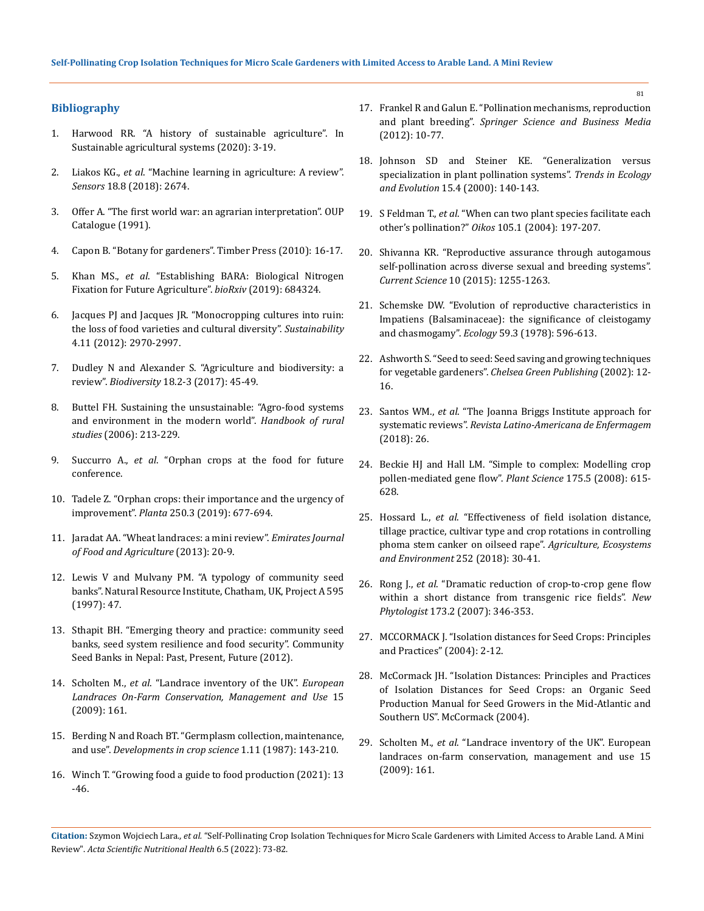## Bibliography

1. Harwood RR. "A history of sustainable agriculture". In Sustainable agricultural systems (2020): 3-19.
2. Liakos KG., *et al*. "Machine learning in agriculture: A review". *Sensors* 18.8 (2018): 2674.
3. Offer A. "The first world war: an agrarian interpretation". OUP Catalogue (1991).
4. Capon B. "Botany for gardeners". Timber Press (2010): 16-17.
5. Khan MS., *et al*. "Establishing BARA: Biological Nitrogen Fixation for Future Agriculture". *bioRxiv* (2019): 684324.
6. Jacques PJ and Jacques JR. "Monocropping cultures into ruin: the loss of food varieties and cultural diversity". *Sustainability* 4.11 (2012): 2970-2997.
7. Dudley N and Alexander S. "Agriculture and biodiversity: a review". *Biodiversity* 18.2-3 (2017): 45-49.
8. Buttel FH. Sustaining the unsustainable: "Agro-food systems and environment in the modern world". *Handbook of rural studies* (2006): 213-229.
9. Succurro A., *et al*. "Orphan crops at the food for future conference.
10. Tadele Z. "Orphan crops: their importance and the urgency of improvement". *Planta* 250.3 (2019): 677-694.
11. Jaradat AA. "Wheat landraces: a mini review". *Emirates Journal of Food and Agriculture* (2013): 20-9.
12. Lewis V and Mulvany PM. "A typology of community seed banks". Natural Resource Institute, Chatham, UK, Project A 595 (1997): 47.
13. Sthapit BH. "Emerging theory and practice: community seed banks, seed system resilience and food security". Community Seed Banks in Nepal: Past, Present, Future (2012).
14. Scholten M., *et al*. "Landrace inventory of the UK". *European Landraces On-Farm Conservation, Management and Use* 15 (2009): 161.
15. Berding N and Roach BT. "Germplasm collection, maintenance, and use". *Developments in crop science* 1.11 (1987): 143-210.
16. Winch T. "Growing food a guide to food production (2021): 13 -46.
17. Frankel R and Galun E. "Pollination mechanisms, reproduction and plant breeding". *Springer Science and Business Media* (2012): 10-77.
18. Johnson SD and Steiner KE. "Generalization versus specialization in plant pollination systems". *Trends in Ecology and Evolution* 15.4 (2000): 140-143.
19. S Feldman T., *et al*. "When can two plant species facilitate each other's pollination?" *Oikos* 105.1 (2004): 197-207.
20. Shivanna KR. "Reproductive assurance through autogamous self-pollination across diverse sexual and breeding systems". *Current Science* 10 (2015): 1255-1263.
21. Schemske DW. "Evolution of reproductive characteristics in Impatiens (Balsaminaceae): the significance of cleistogamy and chasmogamy". *Ecology* 59.3 (1978): 596-613.
22. Ashworth S. "Seed to seed: Seed saving and growing techniques for vegetable gardeners". *Chelsea Green Publishing* (2002): 12-16.
23. Santos WM., *et al*. "The Joanna Briggs Institute approach for systematic reviews". *Revista Latino-Americana de Enfermagem* (2018): 26.
24. Beckie HJ and Hall LM. "Simple to complex: Modelling crop pollen-mediated gene flow". *Plant Science* 175.5 (2008): 615-628.
25. Hossard L., *et al*. "Effectiveness of field isolation distance, tillage practice, cultivar type and crop rotations in controlling phoma stem canker on oilseed rape". *Agriculture, Ecosystems and Environment* 252 (2018): 30-41.
26. Rong J., *et al*. "Dramatic reduction of crop-to-crop gene flow within a short distance from transgenic rice fields". *New Phytologist* 173.2 (2007): 346-353.
27. MCCORMACK J. "Isolation distances for Seed Crops: Principles and Practices" (2004): 2-12.
28. McCormack JH. "Isolation Distances: Principles and Practices of Isolation Distances for Seed Crops: an Organic Seed Production Manual for Seed Growers in the Mid-Atlantic and Southern US". McCormack (2004).
29. Scholten M., *et al*. "Landrace inventory of the UK". European landraces on-farm conservation, management and use 15 (2009): 161.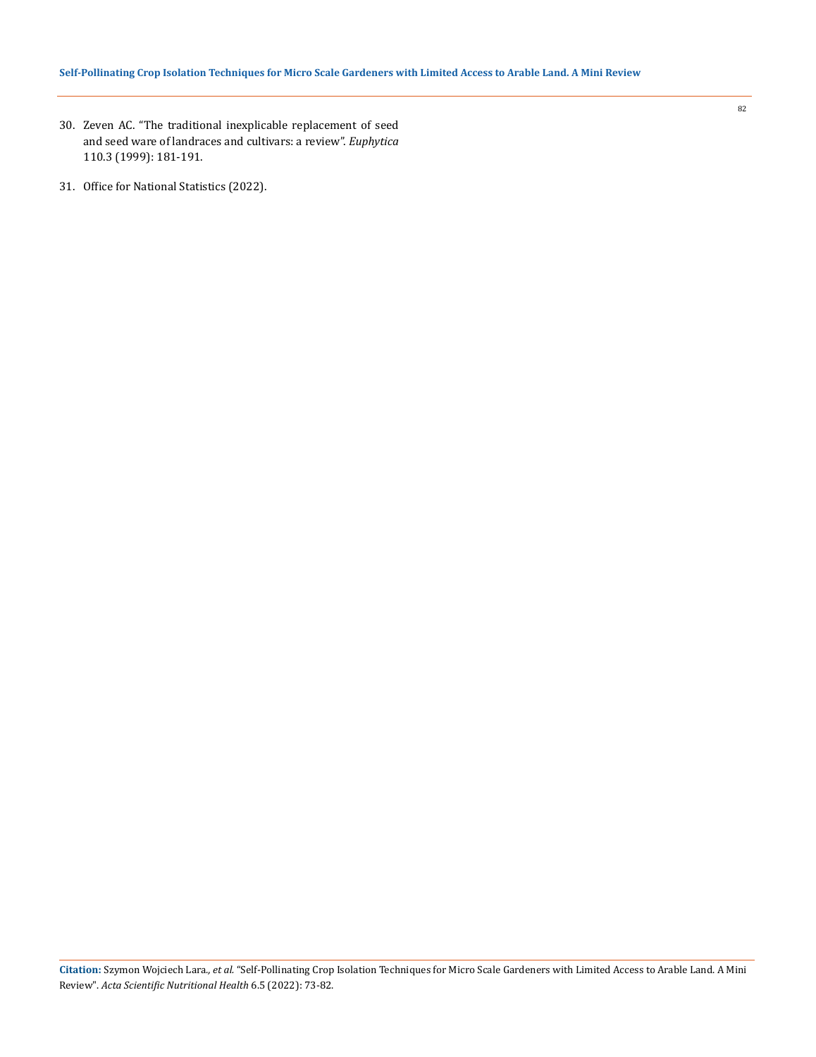30. Zeven AC. "The traditional inexplicable replacement of seed and seed ware of landraces and cultivars: a review". *Euphytica* 110.3 (1999): 181-191.

31. Office for National Statistics (2022).